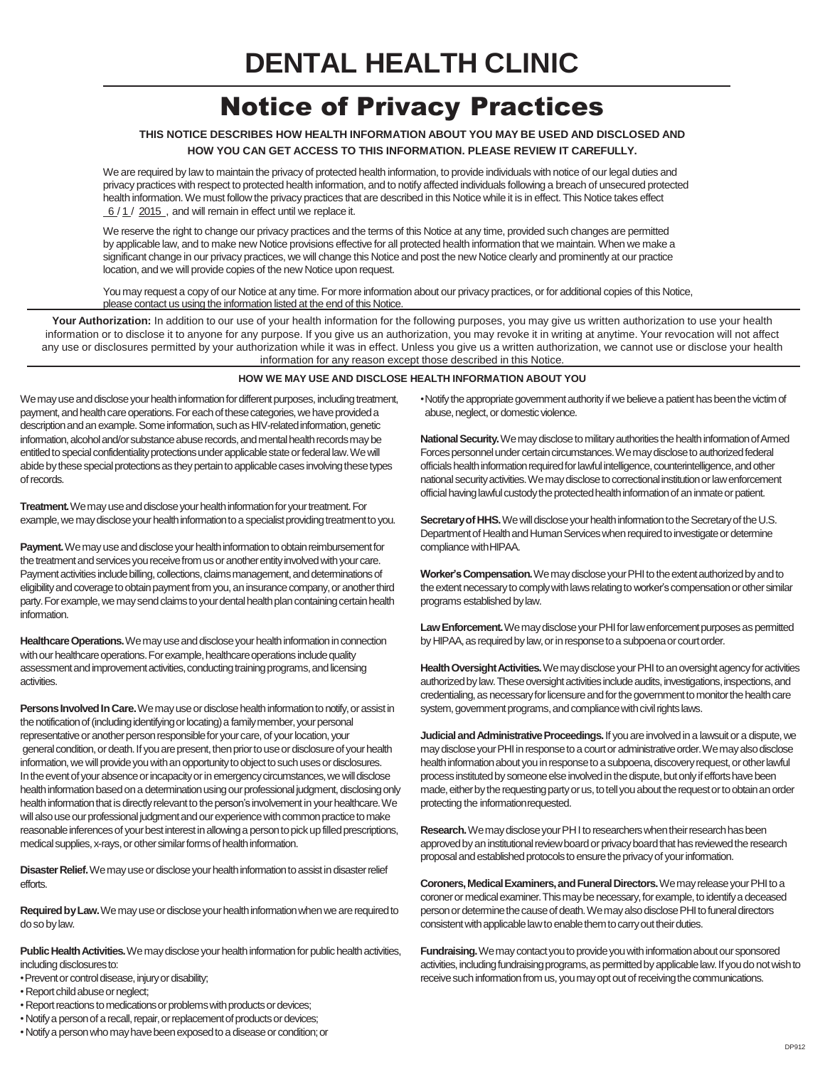# DENTAL HEALTH CLINIC

## Notice of Privacy Practices

**THIS NOTICE DESCRIBES HOW HEALTH INFORMATION ABOUT YOU MAY BE USED AND DISCLOSED AND HOW YOU CAN GET ACCESS TO THIS INFORMATION. PLEASE REVIEW IT CAREFULLY.**

We are required by law to maintain the privacy of protected health information, to provide individuals with notice of our legal duties and privacy practices with respect to protected health information, and to notify affected individuals following a breach of unsecured protected health information. We must follow the privacy practices that are described in this Notice while it is in effect. This Notice takes effect 6 / 1 / 2015 , and will remain in effect until we replace it.

We reserve the right to change our privacy practices and the terms of this Notice at any time, provided such changes are permitted by applicable law, and to make new Notice provisions effective for all protected health information that we maintain. When we make a significant change in our privacy practices, we will change this Notice and post the new Notice clearly and prominently at our practice location, and we will provide copies of the new Notice upon request.

You may request a copy of our Notice at any time. For more information about our privacy practices, or for additional copies of this Notice, please contact us using the information listed at the end of this Notice.

**Your Authorization:** In addition to our use of your health information for the following purposes, you may give us written authorization to use your health information or to disclose it to anyone for any purpose. If you give us an authorization, you may revoke it in writing at anytime. Your revocation will not affect any use or disclosures permitted by your authorization while it was in effect. Unless you give us a written authorization, we cannot use or disclose your health information for any reason except those described in this Notice.

### HOW WE MAY USE AND DISCLOSE HEALTH INFORMATION ABOUT YOU

We may use and disclose your health information for different purposes, including treatment, payment, and health care operations. For each of these categories, we have provided a description and an example. Some information, such as HIV-related information, genetic information, alcohol and/or substance abuse records, and mental health records may be entitled to special confidentiality protections under applicable state or federal law. We will abide by these special protections as they pertain to applicable cases involving these types of records.

**Treatment.** We may use and disclose your health information for your treatment. For example, we may disclose your health information to a specialist providing treatment to you.

**Payment.** We may use and disclose your health information to obtain reimbursement for the treatment and services you receive from us or another entity involved with your care. Payment activities include billing, collections, claims management, and determinations of eligibility and coverage to obtain payment from you, an insurance company, or another third party. For example, we may send claims to your dental health plan containing certain health information.

**Healthcare Operations.** We may use and disclose your health information in connection with our healthcare operations. For example, healthcare operations include quality assessment and improvement activities, conducting training programs, and licensing activities.

**Persons Involved In Care.** We may use or disclose health information to notify, or assist in the notification of (including identifying or locating) a family member, your personal representative or another person responsible for your care, of your location, your general condition, or death. If you are present, then prior to use or disclosure of your health information, we will provide you with an opportunity to object to such uses or disclosures. In the event of your absence or incapacity or in emergency circumstances, we will disclose health information based on a determination using our professional judgment, disclosing only health information that is directly relevant to the person's involvement in your healthcare. We will also use our professional judgment and our experience with common practice to make reasonable inferences of your best interest in allowing a person to pick up filled prescriptions, medical supplies, x-rays, or other similar forms of health information.

**Disaster Relief.** We may use or disclose your health information to assist in disaster relief efforts.

**Required by Law.** We may use or disclose your health information when we are required to do so by law.

**Public Health Activities.** We may disclose your health information for public health activities, including disclosures to:

- Prevent or control disease, injury or disability;
- Report child abuse or neglect;
- Report reactions to medications or problems with products or devices;
- Notify a person of a recall, repair, or replacement of products or devices;
- Notify a person who may have been exposed to a disease or condition; or
- Notify the appropriate government authority if we believe a patient has been the victim of abuse, neglect, or domestic violence.

**National Security.** We may disclose to military authorities the health information of Armed Forces personnel under certain circumstances. We may disclose to authorized federal officials health information required for lawful intelligence, counterintelligence, and other national security activities. We may disclose to correctional institution or law enforcement official having lawful custody the protected health information of an inmate or patient.

**Secretary of HHS.** We will disclose your health information to the Secretary of the U.S. Department of Health and Human Services when required to investigate or determine compliance with HIPAA.

**Worker's Compensation.** We may disclose your PHI to the extent authorized by and to the extent necessary to comply with laws relating to worker's compensation or other similar programs established by law.

**Law Enforcement.** We may disclose your PHI for law enforcement purposes as permitted by HIPAA, as required by law, or in response to a subpoena or court order.

**Health Oversight Activities.** We may disclose your PHI to an oversight agency for activities authorized by law. These oversight activities include audits, investigations, inspections, and credentialing, as necessary for licensure and for the government to monitor the health care system, government programs, and compliance with civil rights laws.

**Judicial and Administrative Proceedings.** If you are involved in a lawsuit or a dispute, we may disclose your PHI in response to a court or administrative order. We may also disclose health information about you in response to a subpoena, discovery request, or other lawful process instituted by someone else involved in the dispute, but only if efforts have been made, either by the requesting party or us, to tell you about the request or to obtain an order protecting the information requested.

**Research.** We may disclose your PH I to researchers when their research has been approved by an institutional review board or privacy board that has reviewed the research proposal and established protocols to ensure the privacy of your information.

**Coroners, Medical Examiners, and Funeral Directors.** We may release your PHI to a coroner or medical examiner. This may be necessary, for example, to identify a deceased person or determine the cause of death. We may also disclose PHI to funeral directors consistent with applicable law to enable them to carry out their duties.

**Fundraising.** We may contact you to provide you with information about our sponsored activities, including fundraising programs, as permitted by applicable law. If you do not wish to receive such information from us, you may opt out of receiving the communications.

DP912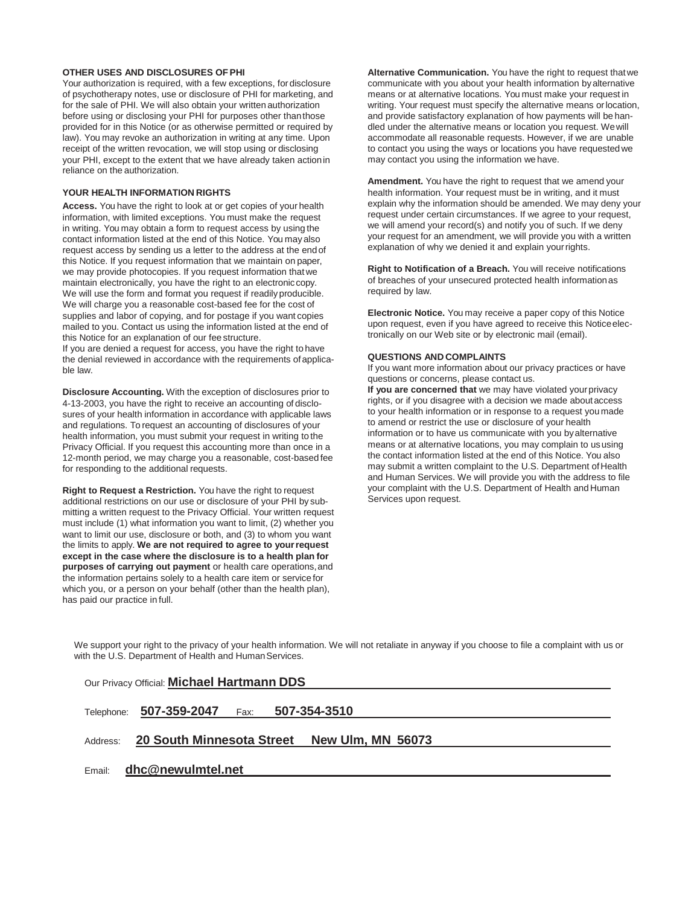### OTHER USES AND DISCLOSURES OF PHI

Your authorization is required, with a few exceptions, for disclosure of psychotherapy notes, use or disclosure of PHI for marketing, and for the sale of PHI. We will also obtain your written authorization before using or disclosing your PHI for purposes other than those provided for in this Notice (or as otherwise permitted or required by law). You may revoke an authorization in writing at any time. Upon receipt of the written revocation, we will stop using or disclosing your PHI, except to the extent that we have already taken action in reliance on the authorization.

### YOUR HEALTH INFORMATION RIGHTS

**Access.** You have the right to look at or get copies of your health information, with limited exceptions. You must make the request in writing. You may obtain a form to request access by using the contact information listed at the end of this Notice. You may also request access by sending us a letter to the address at the end of this Notice. If you request information that we maintain on paper, we may provide photocopies. If you request information that we maintain electronically, you have the right to an electronic copy. We will use the form and format you request if readily producible. We will charge you a reasonable cost-based fee for the cost of supplies and labor of copying, and for postage if you want copies mailed to you. Contact us using the information listed at the end of this Notice for an explanation of our fee structure.
If you are denied a request for access, you have the right to have the denial reviewed in accordance with the requirements of applicable law.

**Disclosure Accounting.** With the exception of disclosures prior to 4-13-2003, you have the right to receive an accounting of disclosures of your health information in accordance with applicable laws and regulations. To request an accounting of disclosures of your health information, you must submit your request in writing to the Privacy Official. If you request this accounting more than once in a 12-month period, we may charge you a reasonable, cost-based fee for responding to the additional requests.

**Right to Request a Restriction.** You have the right to request additional restrictions on our use or disclosure of your PHI by submitting a written request to the Privacy Official. Your written request must include (1) what information you want to limit, (2) whether you want to limit our use, disclosure or both, and (3) to whom you want the limits to apply. **We are not required to agree to your request except in the case where the disclosure is to a health plan for purposes of carrying out payment** or health care operations, and the information pertains solely to a health care item or service for which you, or a person on your behalf (other than the health plan), has paid our practice in full.

**Alternative Communication.** You have the right to request that we communicate with you about your health information by alternative means or at alternative locations. You must make your request in writing. Your request must specify the alternative means or location, and provide satisfactory explanation of how payments will be handled under the alternative means or location you request. We will accommodate all reasonable requests. However, if we are unable to contact you using the ways or locations you have requested we may contact you using the information we have.

**Amendment.** You have the right to request that we amend your health information. Your request must be in writing, and it must explain why the information should be amended. We may deny your request under certain circumstances. If we agree to your request, we will amend your record(s) and notify you of such. If we deny your request for an amendment, we will provide you with a written explanation of why we denied it and explain your rights.

**Right to Notification of a Breach.** You will receive notifications of breaches of your unsecured protected health information as required by law.

**Electronic Notice.** You may receive a paper copy of this Notice upon request, even if you have agreed to receive this Notice electronically on our Web site or by electronic mail (email).

### QUESTIONS AND COMPLAINTS

If you want more information about our privacy practices or have questions or concerns, please contact us.
**If you are concerned that** we may have violated your privacy rights, or if you disagree with a decision we made about access to your health information or in response to a request you made to amend or restrict the use or disclosure of your health information or to have us communicate with you by alternative means or at alternative locations, you may complain to us using the contact information listed at the end of this Notice. You also may submit a written complaint to the U.S. Department of Health and Human Services. We will provide you with the address to file your complaint with the U.S. Department of Health and Human Services upon request.

We support your right to the privacy of your health information. We will not retaliate in anyway if you choose to file a complaint with us or with the U.S. Department of Health and Human Services.

Our Privacy Official: **Michael Hartmann DDS**

Telephone: **507-359-2047** Fax: **507-354-3510**

Address: **20 South Minnesota Street New Ulm, MN 56073**

Email: **dhc@newulmtel.net**